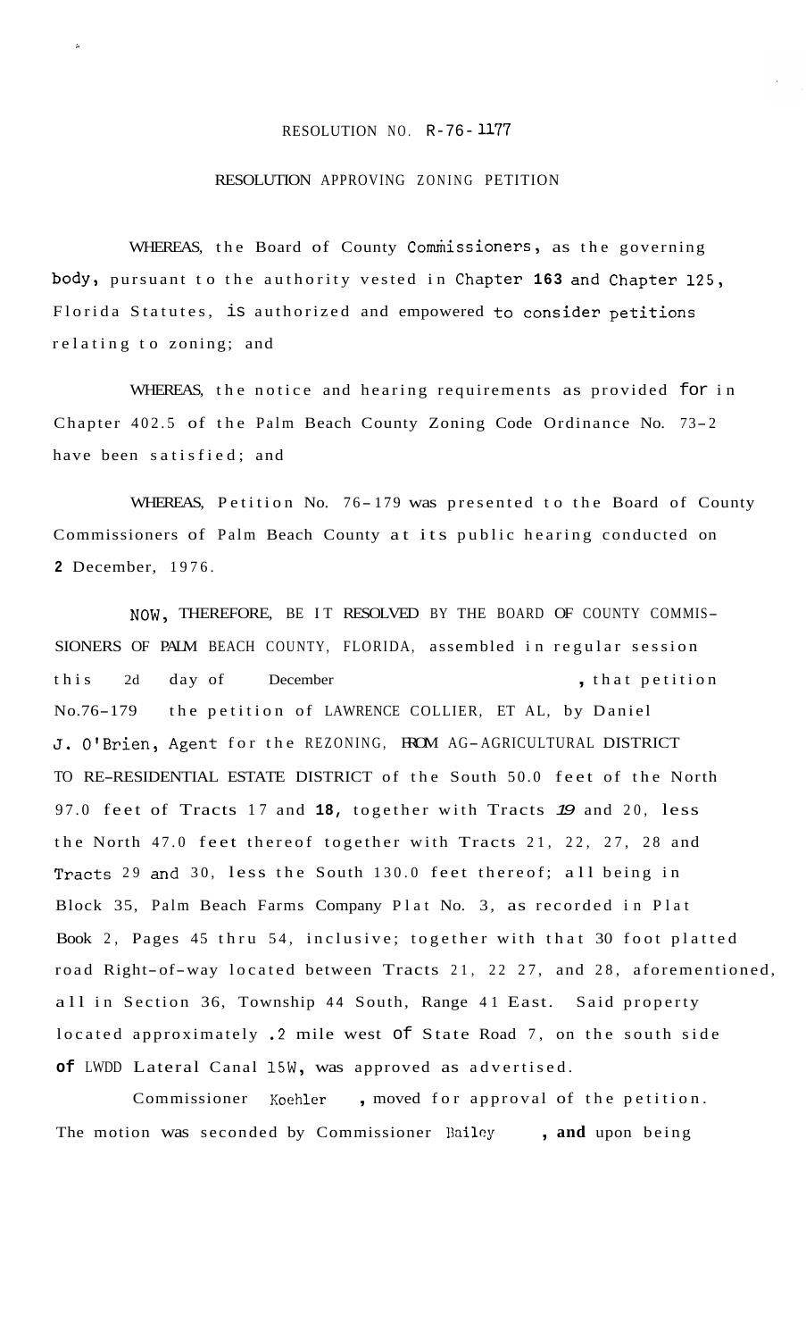RESOLUTION NO. R-76-1177

RESOLUTION APPROVING ZONING PETITION

WHEREAS, the Board of County Commissioners, as the governing body, pursuant to the authority vested in Chapter 163 and Chapter 125, Florida Statutes, is authorized and empowered to consider petitions relating to zoning; and

WHEREAS, the notice and hearing requirements as provided for in Chapter 402.5 of the Palm Beach County Zoning Code Ordinance No. 73-2 have been satisfied; and

WHEREAS, Petition No. 76-179 was presented to the Board of County Commissioners of Palm Beach County at its public hearing conducted on 2 December, 1976.

NOW, THEREFORE, BE IT RESOLVED BY THE BOARD OF COUNTY COMMISSIONERS OF PALM BEACH COUNTY, FLORIDA, assembled in regular session this 2d day of December, that petition No.76-179 the petition of LAWRENCE COLLIER, ET AL, by Daniel J. O'Brien, Agent for the REZONING, FROM AG-AGRICULTURAL DISTRICT TO RE-RESIDENTIAL ESTATE DISTRICT of the South 50.0 feet of the North 97.0 feet of Tracts 17 and 18, together with Tracts 19 and 20, less the North 47.0 feet thereof together with Tracts 21, 22, 27, 28 and Tracts 29 and 30, less the South 130.0 feet thereof; all being in Block 35, Palm Beach Farms Company Plat No. 3, as recorded in Plat Book 2, Pages 45 thru 54, inclusive; together with that 30 foot platted road Right-of-way located between Tracts 21, 22 27, and 28, aforementioned, all in Section 36, Township 44 South, Range 41 East. Said property located approximately .2 mile west of State Road 7, on the south side of LWDD Lateral Canal 15W, was approved as advertised.

Commissioner Koehler, moved for approval of the petition. The motion was seconded by Commissioner Bailey, and upon being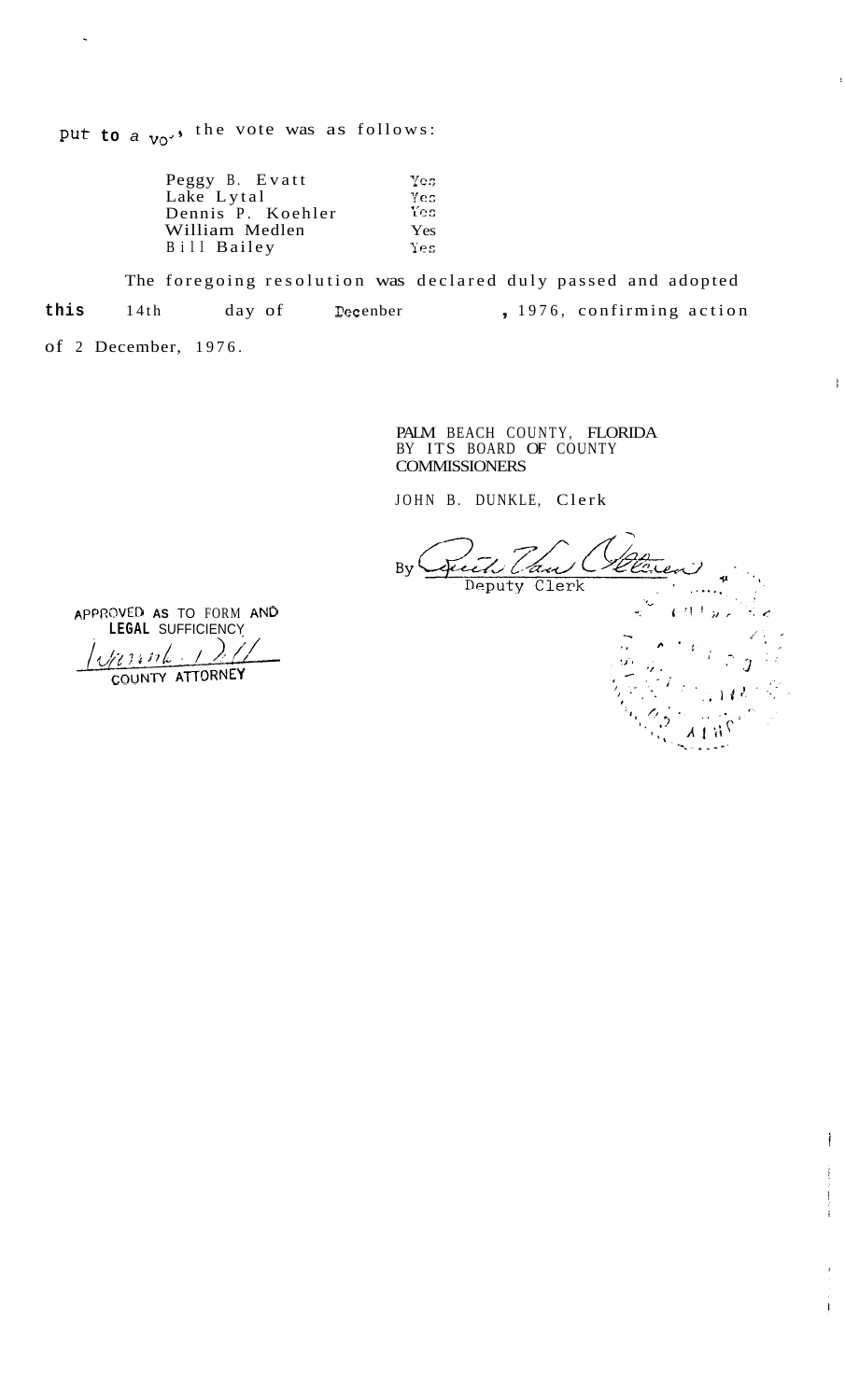put to a vote, the vote was as follows:

| | |
|---|---|
| Peggy B. Evatt | Yes |
| Lake Lytal | Yes |
| Dennis P. Koehler | Yes |
| William Medlen | Yes |
| Bill Bailey | Yes |

The foregoing resolution was declared duly passed and adopted this 14th day of December, 1976, confirming action of 2 December, 1976.

PALM BEACH COUNTY, FLORIDA
BY ITS BOARD OF COUNTY
COMMISSIONERS

JOHN B. DUNKLE, Clerk

By ______________________
Deputy Clerk

APPROVED AS TO FORM AND
LEGAL SUFFICIENCY

______________________
COUNTY ATTORNEY